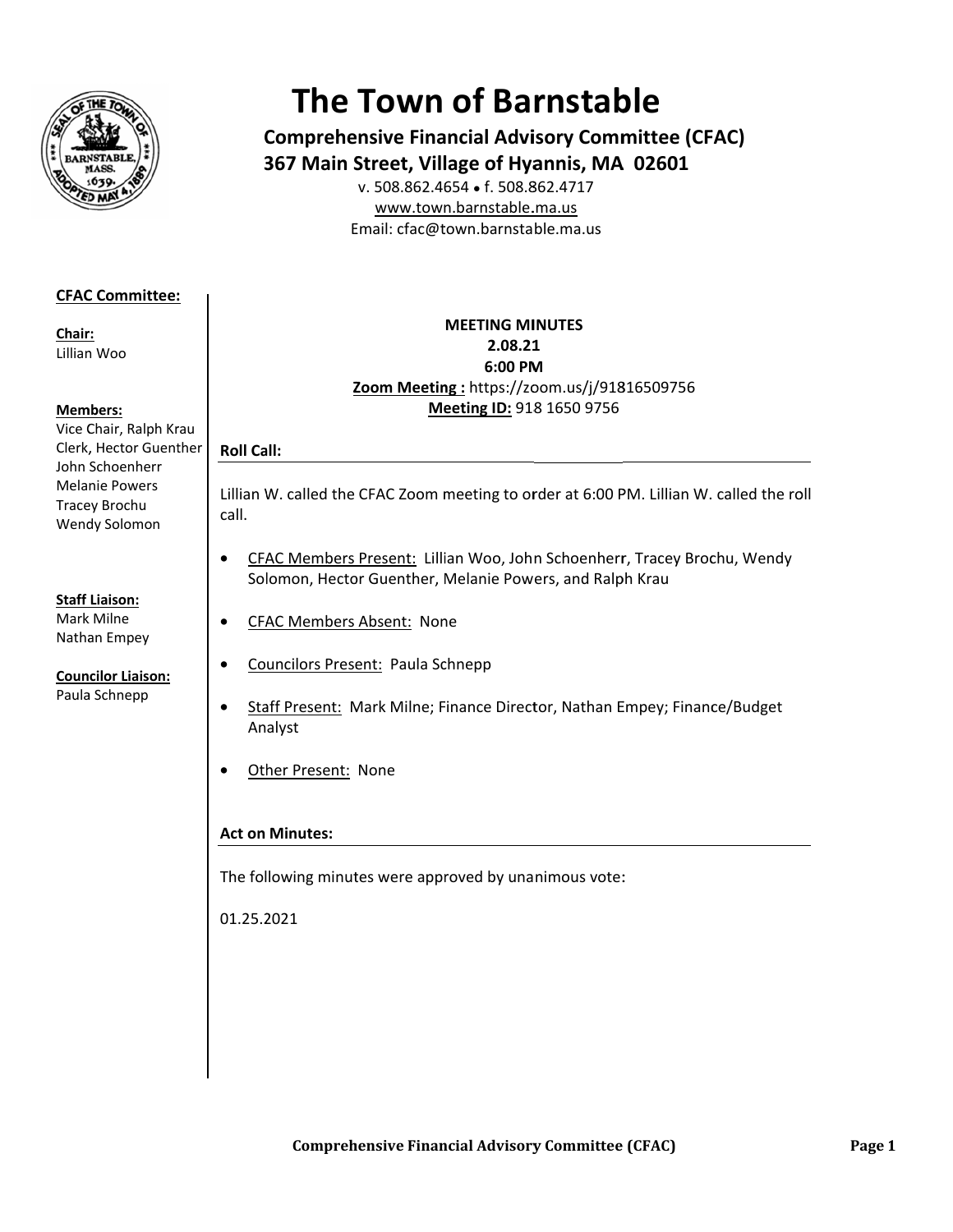# The Town of Barnstable

**Comprehensive Financial Advisory Committee (CFAC)**
**367 Main Street, Village of Hyannis, MA 02601**
v. 508.862.4654 • f. 508.862.4717
www.town.barnstable.ma.us
Email: cfac@town.barnstable.ma.us

**CFAC Committee:**

**Chair:**
Lillian Woo

**Members:**
Vice Chair, Ralph Krau
Clerk, Hector Guenther
John Schoenherr
Melanie Powers
Tracey Brochu
Wendy Solomon

**Staff Liaison:**
Mark Milne
Nathan Empey

**Councilor Liaison:**
Paula Schnepp

**MEETING MINUTES**
**2.08.21**
**6:00 PM**
**Zoom Meeting :** https://zoom.us/j/91816509756
**Meeting ID:** 918 1650 9756

**Roll Call:**

Lillian W. called the CFAC Zoom meeting to order at 6:00 PM. Lillian W. called the roll call.

- CFAC Members Present: Lillian Woo, John Schoenherr, Tracey Brochu, Wendy Solomon, Hector Guenther, Melanie Powers, and Ralph Krau
- CFAC Members Absent: None
- Councilors Present: Paula Schnepp
- Staff Present: Mark Milne; Finance Director, Nathan Empey; Finance/Budget Analyst
- Other Present: None

**Act on Minutes:**

The following minutes were approved by unanimous vote:

01.25.2021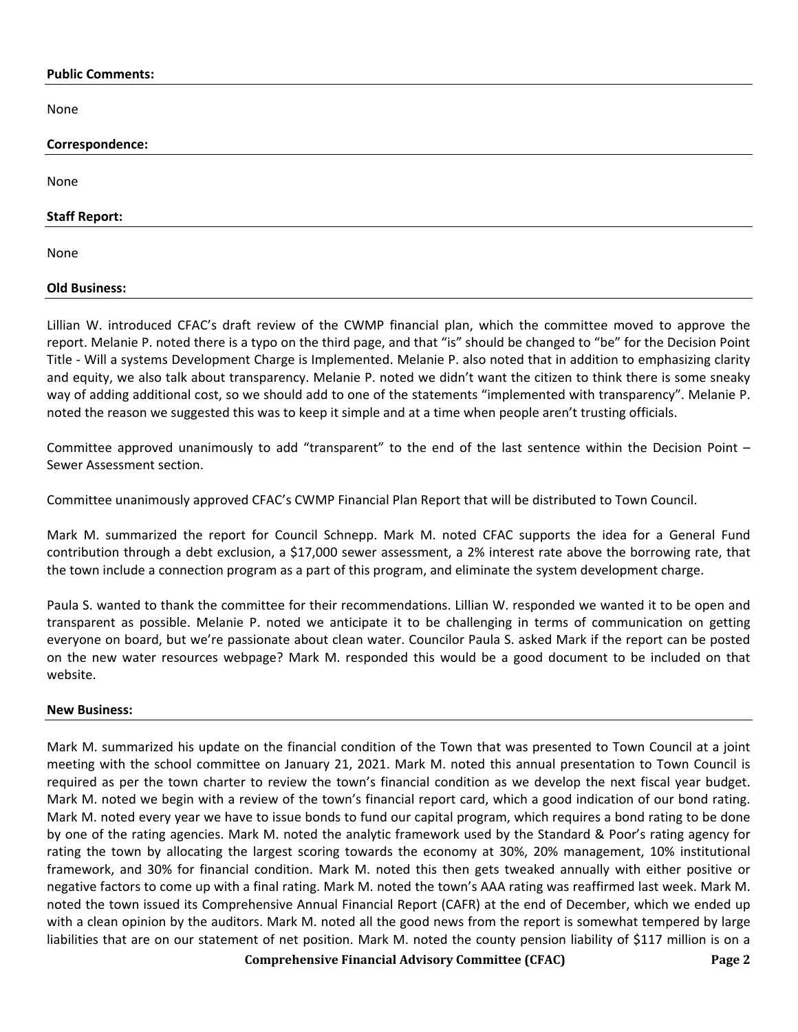**Public Comments:**

None

**Correspondence:**

None

**Staff Report:**

None

**Old Business:**

Lillian W. introduced CFAC's draft review of the CWMP financial plan, which the committee moved to approve the report. Melanie P. noted there is a typo on the third page, and that "is" should be changed to "be" for the Decision Point Title - Will a systems Development Charge is Implemented. Melanie P. also noted that in addition to emphasizing clarity and equity, we also talk about transparency. Melanie P. noted we didn't want the citizen to think there is some sneaky way of adding additional cost, so we should add to one of the statements "implemented with transparency". Melanie P. noted the reason we suggested this was to keep it simple and at a time when people aren't trusting officials.

Committee approved unanimously to add "transparent" to the end of the last sentence within the Decision Point – Sewer Assessment section.

Committee unanimously approved CFAC's CWMP Financial Plan Report that will be distributed to Town Council.

Mark M. summarized the report for Council Schnepp. Mark M. noted CFAC supports the idea for a General Fund contribution through a debt exclusion, a $17,000 sewer assessment, a 2% interest rate above the borrowing rate, that the town include a connection program as a part of this program, and eliminate the system development charge.

Paula S. wanted to thank the committee for their recommendations. Lillian W. responded we wanted it to be open and transparent as possible. Melanie P. noted we anticipate it to be challenging in terms of communication on getting everyone on board, but we're passionate about clean water. Councilor Paula S. asked Mark if the report can be posted on the new water resources webpage? Mark M. responded this would be a good document to be included on that website.

**New Business:**

Mark M. summarized his update on the financial condition of the Town that was presented to Town Council at a joint meeting with the school committee on January 21, 2021. Mark M. noted this annual presentation to Town Council is required as per the town charter to review the town's financial condition as we develop the next fiscal year budget. Mark M. noted we begin with a review of the town's financial report card, which a good indication of our bond rating. Mark M. noted every year we have to issue bonds to fund our capital program, which requires a bond rating to be done by one of the rating agencies. Mark M. noted the analytic framework used by the Standard & Poor's rating agency for rating the town by allocating the largest scoring towards the economy at 30%, 20% management, 10% institutional framework, and 30% for financial condition. Mark M. noted this then gets tweaked annually with either positive or negative factors to come up with a final rating. Mark M. noted the town's AAA rating was reaffirmed last week. Mark M. noted the town issued its Comprehensive Annual Financial Report (CAFR) at the end of December, which we ended up with a clean opinion by the auditors. Mark M. noted all the good news from the report is somewhat tempered by large liabilities that are on our statement of net position. Mark M. noted the county pension liability of $117 million is on a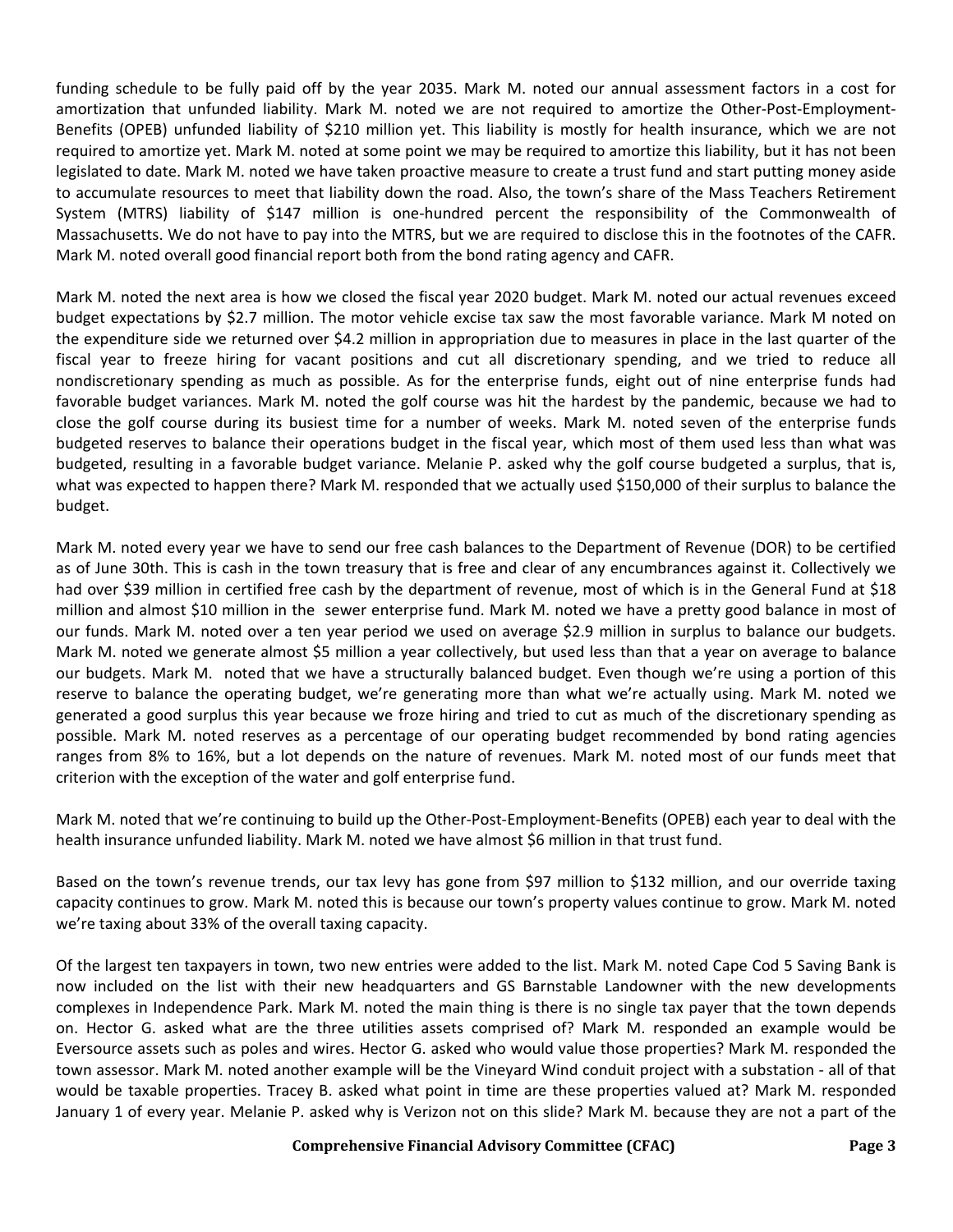funding schedule to be fully paid off by the year 2035. Mark M. noted our annual assessment factors in a cost for amortization that unfunded liability. Mark M. noted we are not required to amortize the Other-Post-Employment-Benefits (OPEB) unfunded liability of $210 million yet. This liability is mostly for health insurance, which we are not required to amortize yet. Mark M. noted at some point we may be required to amortize this liability, but it has not been legislated to date. Mark M. noted we have taken proactive measure to create a trust fund and start putting money aside to accumulate resources to meet that liability down the road. Also, the town's share of the Mass Teachers Retirement System (MTRS) liability of $147 million is one-hundred percent the responsibility of the Commonwealth of Massachusetts. We do not have to pay into the MTRS, but we are required to disclose this in the footnotes of the CAFR. Mark M. noted overall good financial report both from the bond rating agency and CAFR.

Mark M. noted the next area is how we closed the fiscal year 2020 budget. Mark M. noted our actual revenues exceed budget expectations by $2.7 million. The motor vehicle excise tax saw the most favorable variance. Mark M noted on the expenditure side we returned over $4.2 million in appropriation due to measures in place in the last quarter of the fiscal year to freeze hiring for vacant positions and cut all discretionary spending, and we tried to reduce all nondiscretionary spending as much as possible. As for the enterprise funds, eight out of nine enterprise funds had favorable budget variances. Mark M. noted the golf course was hit the hardest by the pandemic, because we had to close the golf course during its busiest time for a number of weeks. Mark M. noted seven of the enterprise funds budgeted reserves to balance their operations budget in the fiscal year, which most of them used less than what was budgeted, resulting in a favorable budget variance. Melanie P. asked why the golf course budgeted a surplus, that is, what was expected to happen there? Mark M. responded that we actually used $150,000 of their surplus to balance the budget.

Mark M. noted every year we have to send our free cash balances to the Department of Revenue (DOR) to be certified as of June 30th. This is cash in the town treasury that is free and clear of any encumbrances against it. Collectively we had over $39 million in certified free cash by the department of revenue, most of which is in the General Fund at $18 million and almost $10 million in the sewer enterprise fund. Mark M. noted we have a pretty good balance in most of our funds. Mark M. noted over a ten year period we used on average $2.9 million in surplus to balance our budgets. Mark M. noted we generate almost $5 million a year collectively, but used less than that a year on average to balance our budgets. Mark M. noted that we have a structurally balanced budget. Even though we're using a portion of this reserve to balance the operating budget, we're generating more than what we're actually using. Mark M. noted we generated a good surplus this year because we froze hiring and tried to cut as much of the discretionary spending as possible. Mark M. noted reserves as a percentage of our operating budget recommended by bond rating agencies ranges from 8% to 16%, but a lot depends on the nature of revenues. Mark M. noted most of our funds meet that criterion with the exception of the water and golf enterprise fund.

Mark M. noted that we're continuing to build up the Other-Post-Employment-Benefits (OPEB) each year to deal with the health insurance unfunded liability. Mark M. noted we have almost $6 million in that trust fund.

Based on the town's revenue trends, our tax levy has gone from $97 million to $132 million, and our override taxing capacity continues to grow. Mark M. noted this is because our town's property values continue to grow. Mark M. noted we're taxing about 33% of the overall taxing capacity.

Of the largest ten taxpayers in town, two new entries were added to the list. Mark M. noted Cape Cod 5 Saving Bank is now included on the list with their new headquarters and GS Barnstable Landowner with the new developments complexes in Independence Park. Mark M. noted the main thing is there is no single tax payer that the town depends on. Hector G. asked what are the three utilities assets comprised of? Mark M. responded an example would be Eversource assets such as poles and wires. Hector G. asked who would value those properties? Mark M. responded the town assessor. Mark M. noted another example will be the Vineyard Wind conduit project with a substation - all of that would be taxable properties. Tracey B. asked what point in time are these properties valued at? Mark M. responded January 1 of every year. Melanie P. asked why is Verizon not on this slide? Mark M. because they are not a part of the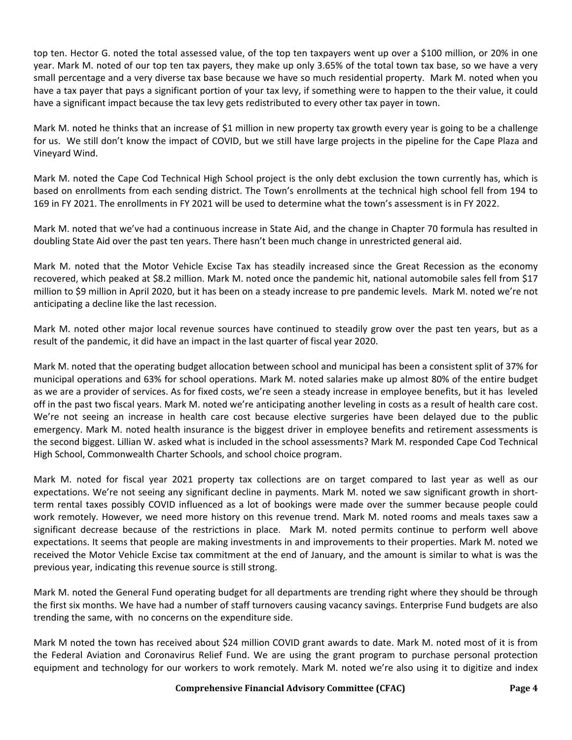top ten. Hector G. noted the total assessed value, of the top ten taxpayers went up over a $100 million, or 20% in one year. Mark M. noted of our top ten tax payers, they make up only 3.65% of the total town tax base, so we have a very small percentage and a very diverse tax base because we have so much residential property. Mark M. noted when you have a tax payer that pays a significant portion of your tax levy, if something were to happen to the their value, it could have a significant impact because the tax levy gets redistributed to every other tax payer in town.

Mark M. noted he thinks that an increase of $1 million in new property tax growth every year is going to be a challenge for us. We still don't know the impact of COVID, but we still have large projects in the pipeline for the Cape Plaza and Vineyard Wind.

Mark M. noted the Cape Cod Technical High School project is the only debt exclusion the town currently has, which is based on enrollments from each sending district. The Town's enrollments at the technical high school fell from 194 to 169 in FY 2021. The enrollments in FY 2021 will be used to determine what the town's assessment is in FY 2022.

Mark M. noted that we've had a continuous increase in State Aid, and the change in Chapter 70 formula has resulted in doubling State Aid over the past ten years. There hasn't been much change in unrestricted general aid.

Mark M. noted that the Motor Vehicle Excise Tax has steadily increased since the Great Recession as the economy recovered, which peaked at $8.2 million. Mark M. noted once the pandemic hit, national automobile sales fell from $17 million to $9 million in April 2020, but it has been on a steady increase to pre pandemic levels. Mark M. noted we're not anticipating a decline like the last recession.

Mark M. noted other major local revenue sources have continued to steadily grow over the past ten years, but as a result of the pandemic, it did have an impact in the last quarter of fiscal year 2020.

Mark M. noted that the operating budget allocation between school and municipal has been a consistent split of 37% for municipal operations and 63% for school operations. Mark M. noted salaries make up almost 80% of the entire budget as we are a provider of services. As for fixed costs, we're seen a steady increase in employee benefits, but it has leveled off in the past two fiscal years. Mark M. noted we're anticipating another leveling in costs as a result of health care cost. We're not seeing an increase in health care cost because elective surgeries have been delayed due to the public emergency. Mark M. noted health insurance is the biggest driver in employee benefits and retirement assessments is the second biggest. Lillian W. asked what is included in the school assessments? Mark M. responded Cape Cod Technical High School, Commonwealth Charter Schools, and school choice program.

Mark M. noted for fiscal year 2021 property tax collections are on target compared to last year as well as our expectations. We're not seeing any significant decline in payments. Mark M. noted we saw significant growth in short-term rental taxes possibly COVID influenced as a lot of bookings were made over the summer because people could work remotely. However, we need more history on this revenue trend. Mark M. noted rooms and meals taxes saw a significant decrease because of the restrictions in place. Mark M. noted permits continue to perform well above expectations. It seems that people are making investments in and improvements to their properties. Mark M. noted we received the Motor Vehicle Excise tax commitment at the end of January, and the amount is similar to what is was the previous year, indicating this revenue source is still strong.

Mark M. noted the General Fund operating budget for all departments are trending right where they should be through the first six months. We have had a number of staff turnovers causing vacancy savings. Enterprise Fund budgets are also trending the same, with no concerns on the expenditure side.

Mark M noted the town has received about $24 million COVID grant awards to date. Mark M. noted most of it is from the Federal Aviation and Coronavirus Relief Fund. We are using the grant program to purchase personal protection equipment and technology for our workers to work remotely. Mark M. noted we're also using it to digitize and index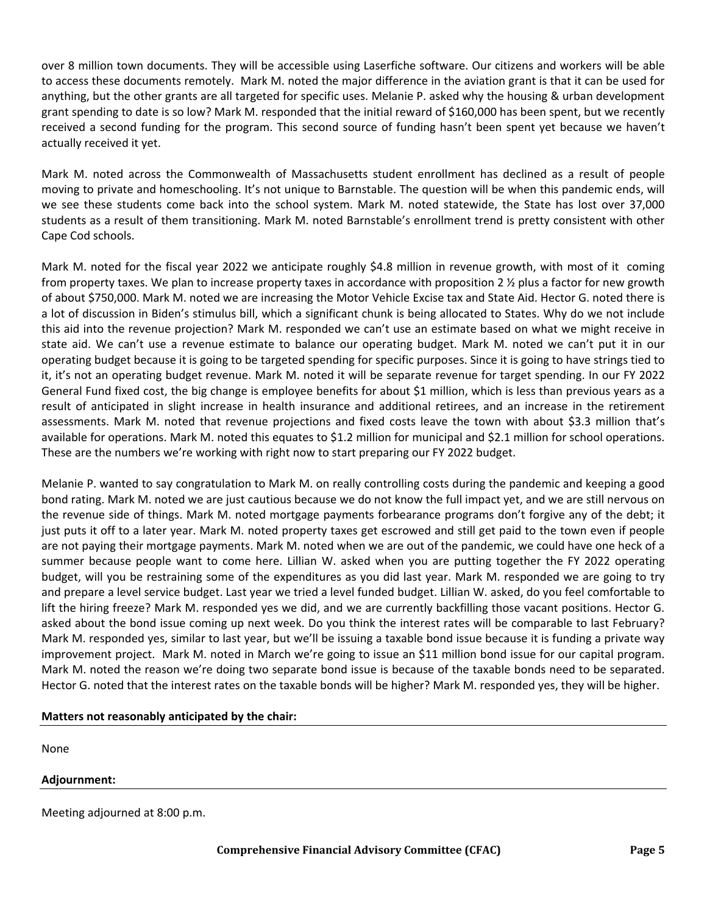over 8 million town documents. They will be accessible using Laserfiche software. Our citizens and workers will be able to access these documents remotely. Mark M. noted the major difference in the aviation grant is that it can be used for anything, but the other grants are all targeted for specific uses. Melanie P. asked why the housing & urban development grant spending to date is so low? Mark M. responded that the initial reward of $160,000 has been spent, but we recently received a second funding for the program. This second source of funding hasn't been spent yet because we haven't actually received it yet.

Mark M. noted across the Commonwealth of Massachusetts student enrollment has declined as a result of people moving to private and homeschooling. It's not unique to Barnstable. The question will be when this pandemic ends, will we see these students come back into the school system. Mark M. noted statewide, the State has lost over 37,000 students as a result of them transitioning. Mark M. noted Barnstable's enrollment trend is pretty consistent with other Cape Cod schools.

Mark M. noted for the fiscal year 2022 we anticipate roughly $4.8 million in revenue growth, with most of it coming from property taxes. We plan to increase property taxes in accordance with proposition 2 ½ plus a factor for new growth of about $750,000. Mark M. noted we are increasing the Motor Vehicle Excise tax and State Aid. Hector G. noted there is a lot of discussion in Biden's stimulus bill, which a significant chunk is being allocated to States. Why do we not include this aid into the revenue projection? Mark M. responded we can't use an estimate based on what we might receive in state aid. We can't use a revenue estimate to balance our operating budget. Mark M. noted we can't put it in our operating budget because it is going to be targeted spending for specific purposes. Since it is going to have strings tied to it, it's not an operating budget revenue. Mark M. noted it will be separate revenue for target spending. In our FY 2022 General Fund fixed cost, the big change is employee benefits for about $1 million, which is less than previous years as a result of anticipated in slight increase in health insurance and additional retirees, and an increase in the retirement assessments. Mark M. noted that revenue projections and fixed costs leave the town with about $3.3 million that's available for operations. Mark M. noted this equates to $1.2 million for municipal and $2.1 million for school operations. These are the numbers we're working with right now to start preparing our FY 2022 budget.

Melanie P. wanted to say congratulation to Mark M. on really controlling costs during the pandemic and keeping a good bond rating. Mark M. noted we are just cautious because we do not know the full impact yet, and we are still nervous on the revenue side of things. Mark M. noted mortgage payments forbearance programs don't forgive any of the debt; it just puts it off to a later year. Mark M. noted property taxes get escrowed and still get paid to the town even if people are not paying their mortgage payments. Mark M. noted when we are out of the pandemic, we could have one heck of a summer because people want to come here. Lillian W. asked when you are putting together the FY 2022 operating budget, will you be restraining some of the expenditures as you did last year. Mark M. responded we are going to try and prepare a level service budget. Last year we tried a level funded budget. Lillian W. asked, do you feel comfortable to lift the hiring freeze? Mark M. responded yes we did, and we are currently backfilling those vacant positions. Hector G. asked about the bond issue coming up next week. Do you think the interest rates will be comparable to last February? Mark M. responded yes, similar to last year, but we'll be issuing a taxable bond issue because it is funding a private way improvement project. Mark M. noted in March we're going to issue an $11 million bond issue for our capital program. Mark M. noted the reason we're doing two separate bond issue is because of the taxable bonds need to be separated. Hector G. noted that the interest rates on the taxable bonds will be higher? Mark M. responded yes, they will be higher.

**Matters not reasonably anticipated by the chair:**

None

**Adjournment:**

Meeting adjourned at 8:00 p.m.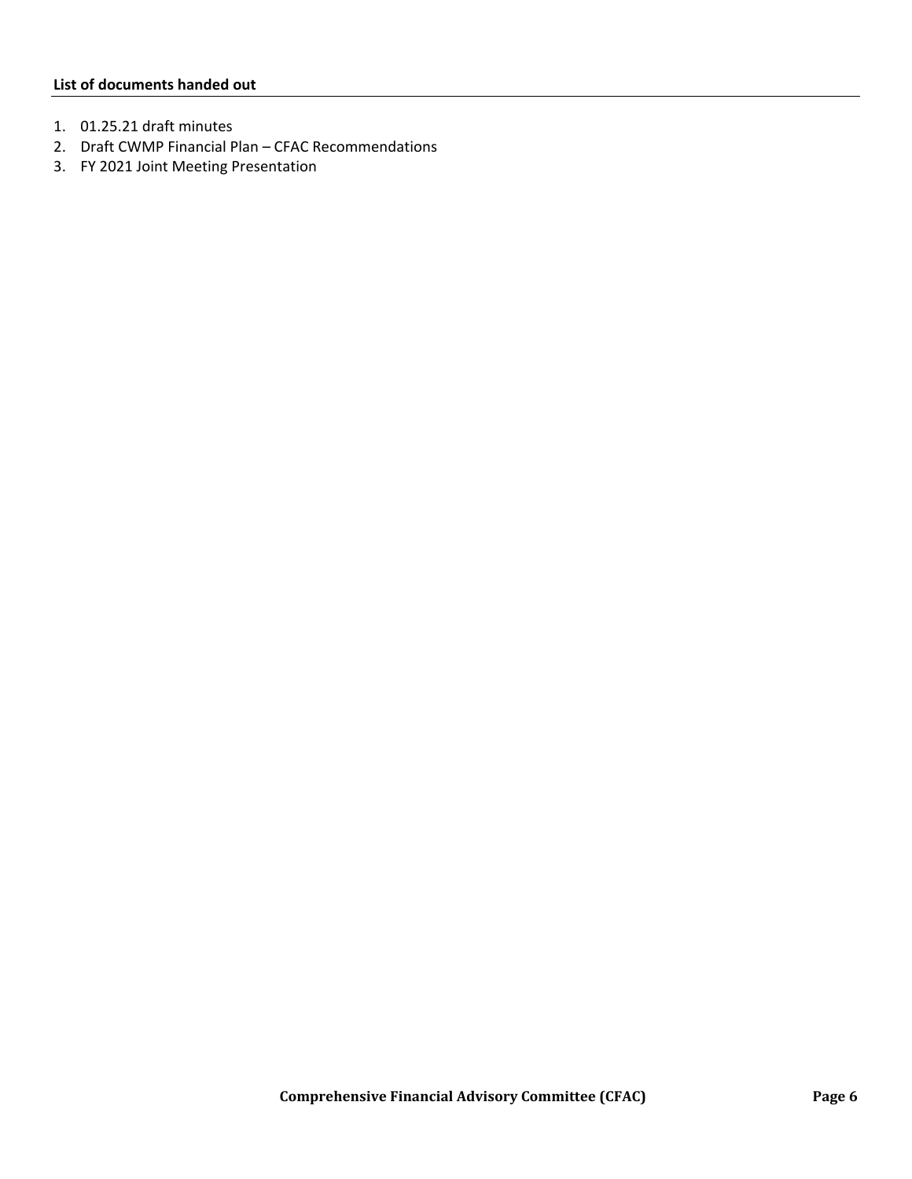**List of documents handed out**

1. 01.25.21 draft minutes
2. Draft CWMP Financial Plan – CFAC Recommendations
3. FY 2021 Joint Meeting Presentation